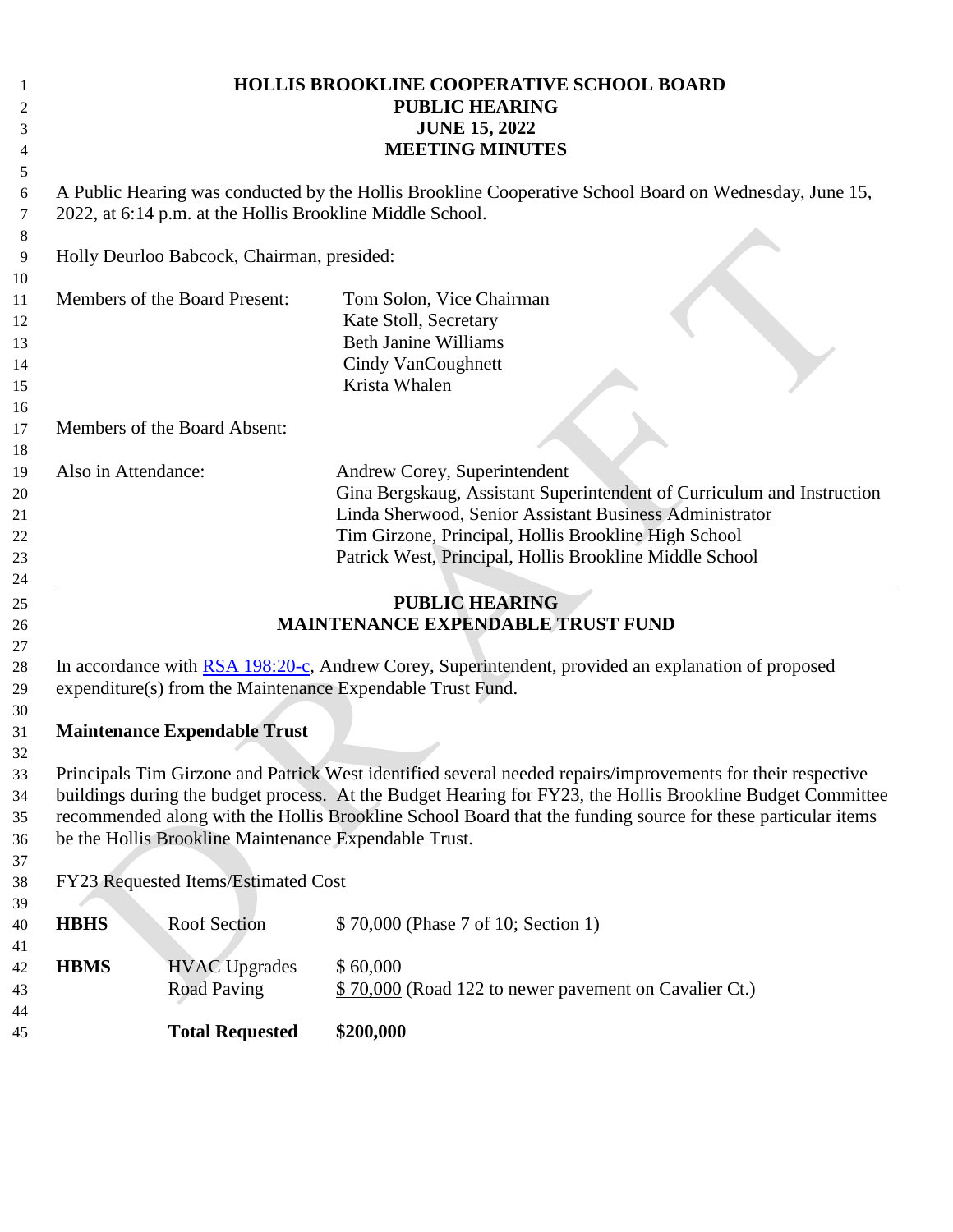# HOLLIS BROOKLINE COOPERATIVE SCHOOL BOARD
## PUBLIC HEARING
## JUNE 15, 2022
## MEETING MINUTES

A Public Hearing was conducted by the Hollis Brookline Cooperative School Board on Wednesday, June 15, 2022, at 6:14 p.m. at the Hollis Brookline Middle School.

Holly Deurloo Babcock, Chairman, presided:

| | |
|---|---|
| Members of the Board Present: | Tom Solon, Vice Chairman |
| | Kate Stoll, Secretary |
| | Beth Janine Williams |
| | Cindy VanCoughnett |
| | Krista Whalen |
| Members of the Board Absent: | |
| Also in Attendance: | Andrew Corey, Superintendent |
| | Gina Bergskaug, Assistant Superintendent of Curriculum and Instruction |
| | Linda Sherwood, Senior Assistant Business Administrator |
| | Tim Girzone, Principal, Hollis Brookline High School |
| | Patrick West, Principal, Hollis Brookline Middle School |

---

## PUBLIC HEARING
## MAINTENANCE EXPENDABLE TRUST FUND

In accordance with [RSA 198:20-c](), Andrew Corey, Superintendent, provided an explanation of proposed expenditure(s) from the Maintenance Expendable Trust Fund.

**Maintenance Expendable Trust**

Principals Tim Girzone and Patrick West identified several needed repairs/improvements for their respective buildings during the budget process. At the Budget Hearing for FY23, the Hollis Brookline Budget Committee recommended along with the Hollis Brookline School Board that the funding source for these particular items be the Hollis Brookline Maintenance Expendable Trust.

FY23 Requested Items/Estimated Cost

| | | |
|---|---|---|
| **HBHS** | Roof Section | $ 70,000 (Phase 7 of 10; Section 1) |
| **HBMS** | HVAC Upgrades | $ 60,000 |
| | Road Paving | $ 70,000 (Road 122 to newer pavement on Cavalier Ct.) |
| | **Total Requested** | **$200,000** |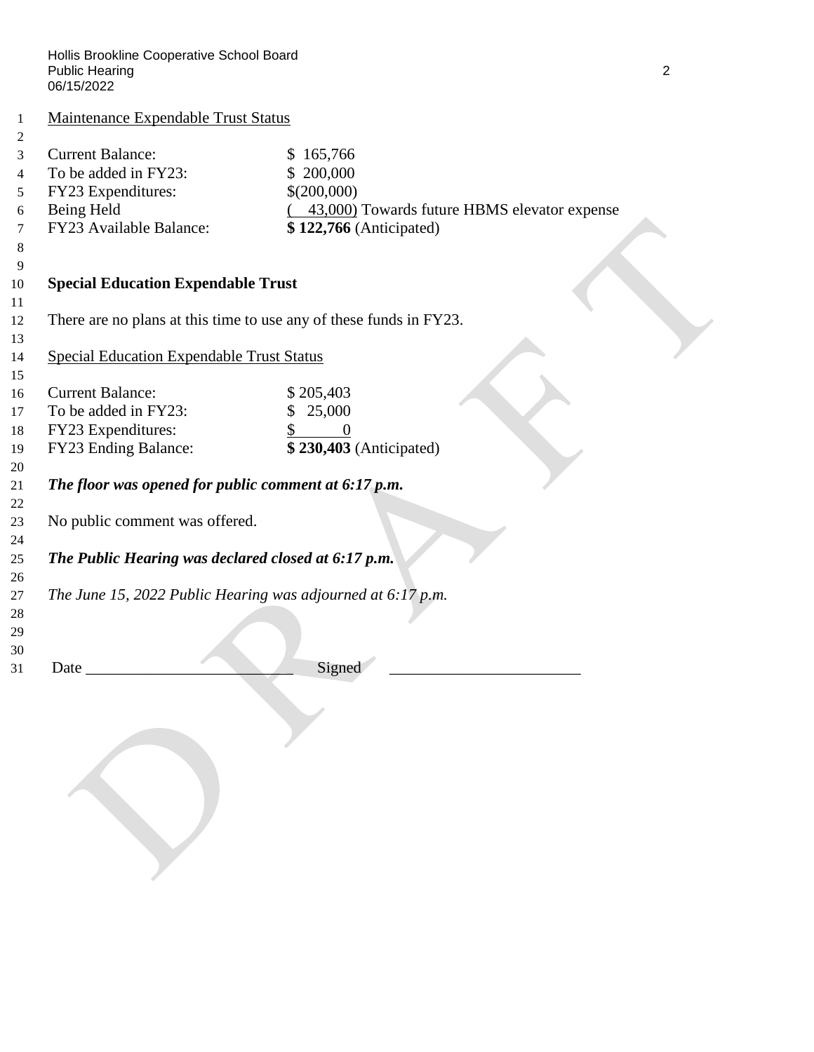Maintenance Expendable Trust Status

| | |
|---|---|
| Current Balance: | $ 165,766 |
| To be added in FY23: | $ 200,000 |
| FY23 Expenditures: | $(200,000) |
| Being Held | ( 43,000) Towards future HBMS elevator expense |
| FY23 Available Balance: | **$ 122,766** (Anticipated) |

**Special Education Expendable Trust**

There are no plans at this time to use any of these funds in FY23.

Special Education Expendable Trust Status

| | |
|---|---|
| Current Balance: | $ 205,403 |
| To be added in FY23: | $ 25,000 |
| FY23 Expenditures: | $ 0 |
| FY23 Ending Balance: | **$ 230,403** (Anticipated) |

***The floor was opened for public comment at 6:17 p.m.***

No public comment was offered.

***The Public Hearing was declared closed at 6:17 p.m.***

*The June 15, 2022 Public Hearing was adjourned at 6:17 p.m.*

Date ___________________________ Signed ________________________

DRAFT